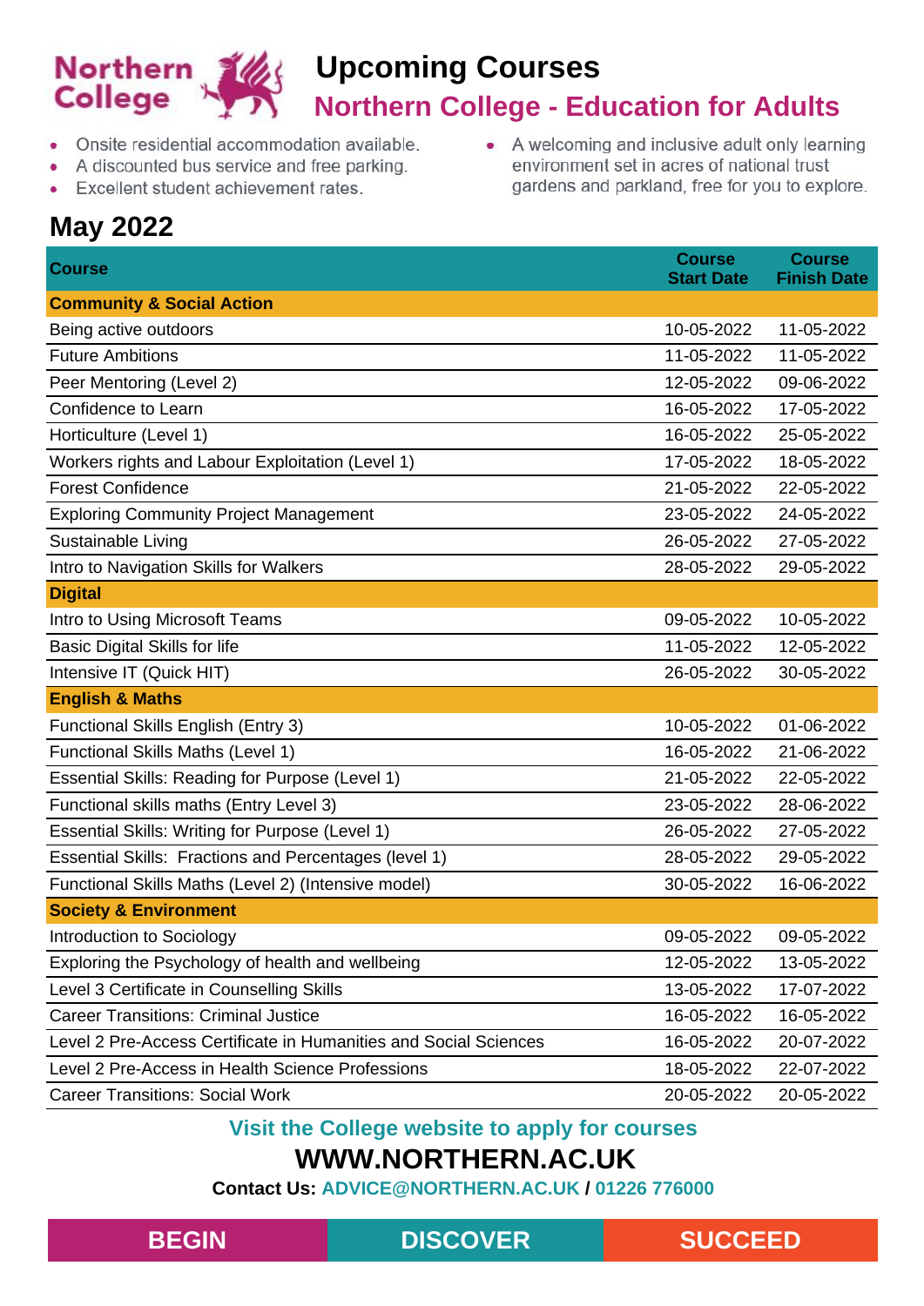Northern College

# Upcoming Courses

## Northern College - Education for Adults

- Onsite residential accommodation available.
- A discounted bus service and free parking.
- Excellent student achievement rates.
- A welcoming and inclusive adult only learning environment set in acres of national trust gardens and parkland, free for you to explore.

## May 2022

| Course | Course Start Date | Course Finish Date |
|---|---|---|
| **Community & Social Action** | | |
| Being active outdoors | 10-05-2022 | 11-05-2022 |
| Future Ambitions | 11-05-2022 | 11-05-2022 |
| Peer Mentoring (Level 2) | 12-05-2022 | 09-06-2022 |
| Confidence to Learn | 16-05-2022 | 17-05-2022 |
| Horticulture (Level 1) | 16-05-2022 | 25-05-2022 |
| Workers rights and Labour Exploitation (Level 1) | 17-05-2022 | 18-05-2022 |
| Forest Confidence | 21-05-2022 | 22-05-2022 |
| Exploring Community Project Management | 23-05-2022 | 24-05-2022 |
| Sustainable Living | 26-05-2022 | 27-05-2022 |
| Intro to Navigation Skills for Walkers | 28-05-2022 | 29-05-2022 |
| **Digital** | | |
| Intro to Using Microsoft Teams | 09-05-2022 | 10-05-2022 |
| Basic Digital Skills for life | 11-05-2022 | 12-05-2022 |
| Intensive IT (Quick HIT) | 26-05-2022 | 30-05-2022 |
| **English & Maths** | | |
| Functional Skills English (Entry 3) | 10-05-2022 | 01-06-2022 |
| Functional Skills Maths (Level 1) | 16-05-2022 | 21-06-2022 |
| Essential Skills: Reading for Purpose (Level 1) | 21-05-2022 | 22-05-2022 |
| Functional skills maths (Entry Level 3) | 23-05-2022 | 28-06-2022 |
| Essential Skills: Writing for Purpose (Level 1) | 26-05-2022 | 27-05-2022 |
| Essential Skills: Fractions and Percentages (level 1) | 28-05-2022 | 29-05-2022 |
| Functional Skills Maths (Level 2) (Intensive model) | 30-05-2022 | 16-06-2022 |
| **Society & Environment** | | |
| Introduction to Sociology | 09-05-2022 | 09-05-2022 |
| Exploring the Psychology of health and wellbeing | 12-05-2022 | 13-05-2022 |
| Level 3 Certificate in Counselling Skills | 13-05-2022 | 17-07-2022 |
| Career Transitions: Criminal Justice | 16-05-2022 | 16-05-2022 |
| Level 2 Pre-Access Certificate in Humanities and Social Sciences | 16-05-2022 | 20-07-2022 |
| Level 2 Pre-Access in Health Science Professions | 18-05-2022 | 22-07-2022 |
| Career Transitions: Social Work | 20-05-2022 | 20-05-2022 |

**Visit the College website to apply for courses**

**WWW.NORTHERN.AC.UK**

**Contact Us: ADVICE@NORTHERN.AC.UK / 01226 776000**

**BEGIN** | **DISCOVER** | **SUCCEED**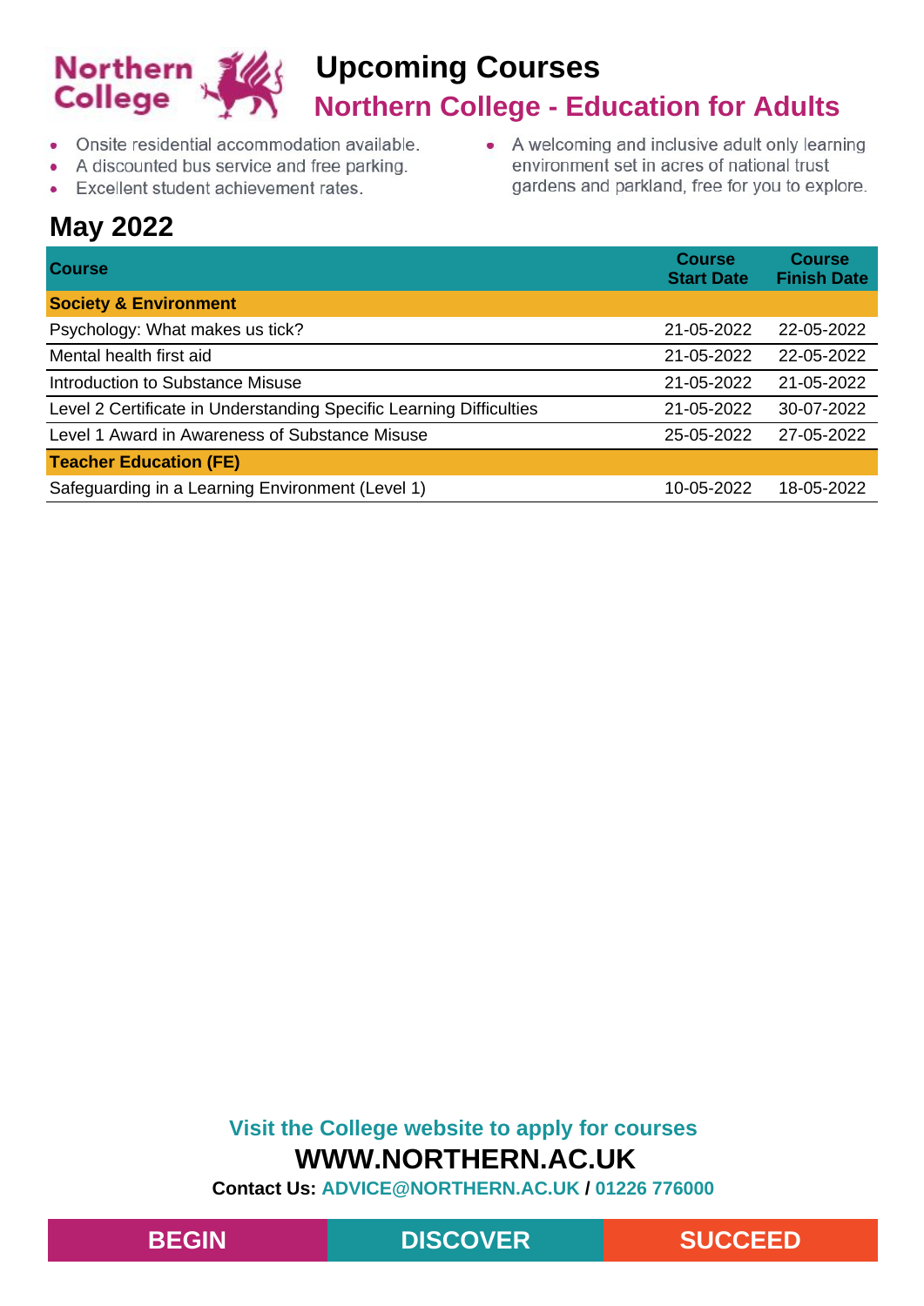Northern College

# Upcoming Courses

## Northern College - Education for Adults

- Onsite residential accommodation available.
- A discounted bus service and free parking.
- Excellent student achievement rates.
- A welcoming and inclusive adult only learning environment set in acres of national trust gardens and parkland, free for you to explore.

## May 2022

| Course | Course Start Date | Course Finish Date |
|---|---|---|
| **Society & Environment** | | |
| Psychology: What makes us tick? | 21-05-2022 | 22-05-2022 |
| Mental health first aid | 21-05-2022 | 22-05-2022 |
| Introduction to Substance Misuse | 21-05-2022 | 21-05-2022 |
| Level 2 Certificate in Understanding Specific Learning Difficulties | 21-05-2022 | 30-07-2022 |
| Level 1 Award in Awareness of Substance Misuse | 25-05-2022 | 27-05-2022 |
| **Teacher Education (FE)** | | |
| Safeguarding in a Learning Environment (Level 1) | 10-05-2022 | 18-05-2022 |

**Visit the College website to apply for courses**

**WWW.NORTHERN.AC.UK**

**Contact Us:** ADVICE@NORTHERN.AC.UK / 01226 776000

BEGIN DISCOVER SUCCEED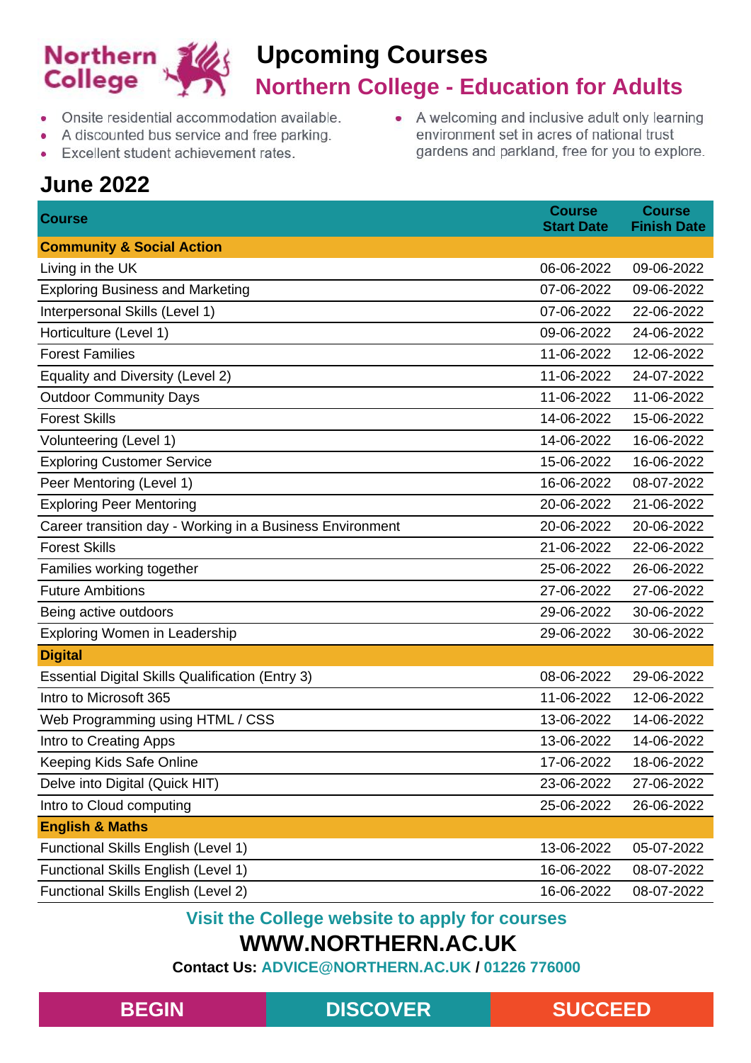Northern College

# Upcoming Courses

## Northern College - Education for Adults

- Onsite residential accommodation available.
- A discounted bus service and free parking.
- Excellent student achievement rates.
- A welcoming and inclusive adult only learning environment set in acres of national trust gardens and parkland, free for you to explore.

## June 2022

| Course | Course Start Date | Course Finish Date |
|---|---|---|
| **Community & Social Action** | | |
| Living in the UK | 06-06-2022 | 09-06-2022 |
| Exploring Business and Marketing | 07-06-2022 | 09-06-2022 |
| Interpersonal Skills (Level 1) | 07-06-2022 | 22-06-2022 |
| Horticulture (Level 1) | 09-06-2022 | 24-06-2022 |
| Forest Families | 11-06-2022 | 12-06-2022 |
| Equality and Diversity (Level 2) | 11-06-2022 | 24-07-2022 |
| Outdoor Community Days | 11-06-2022 | 11-06-2022 |
| Forest Skills | 14-06-2022 | 15-06-2022 |
| Volunteering (Level 1) | 14-06-2022 | 16-06-2022 |
| Exploring Customer Service | 15-06-2022 | 16-06-2022 |
| Peer Mentoring (Level 1) | 16-06-2022 | 08-07-2022 |
| Exploring Peer Mentoring | 20-06-2022 | 21-06-2022 |
| Career transition day - Working in a Business Environment | 20-06-2022 | 20-06-2022 |
| Forest Skills | 21-06-2022 | 22-06-2022 |
| Families working together | 25-06-2022 | 26-06-2022 |
| Future Ambitions | 27-06-2022 | 27-06-2022 |
| Being active outdoors | 29-06-2022 | 30-06-2022 |
| Exploring Women in Leadership | 29-06-2022 | 30-06-2022 |
| **Digital** | | |
| Essential Digital Skills Qualification (Entry 3) | 08-06-2022 | 29-06-2022 |
| Intro to Microsoft 365 | 11-06-2022 | 12-06-2022 |
| Web Programming using HTML / CSS | 13-06-2022 | 14-06-2022 |
| Intro to Creating Apps | 13-06-2022 | 14-06-2022 |
| Keeping Kids Safe Online | 17-06-2022 | 18-06-2022 |
| Delve into Digital (Quick HIT) | 23-06-2022 | 27-06-2022 |
| Intro to Cloud computing | 25-06-2022 | 26-06-2022 |
| **English & Maths** | | |
| Functional Skills English (Level 1) | 13-06-2022 | 05-07-2022 |
| Functional Skills English (Level 1) | 16-06-2022 | 08-07-2022 |
| Functional Skills English (Level 2) | 16-06-2022 | 08-07-2022 |

**Visit the College website to apply for courses**

**WWW.NORTHERN.AC.UK**

**Contact Us: ADVICE@NORTHERN.AC.UK / 01226 776000**

**BEGIN** **DISCOVER** **SUCCEED**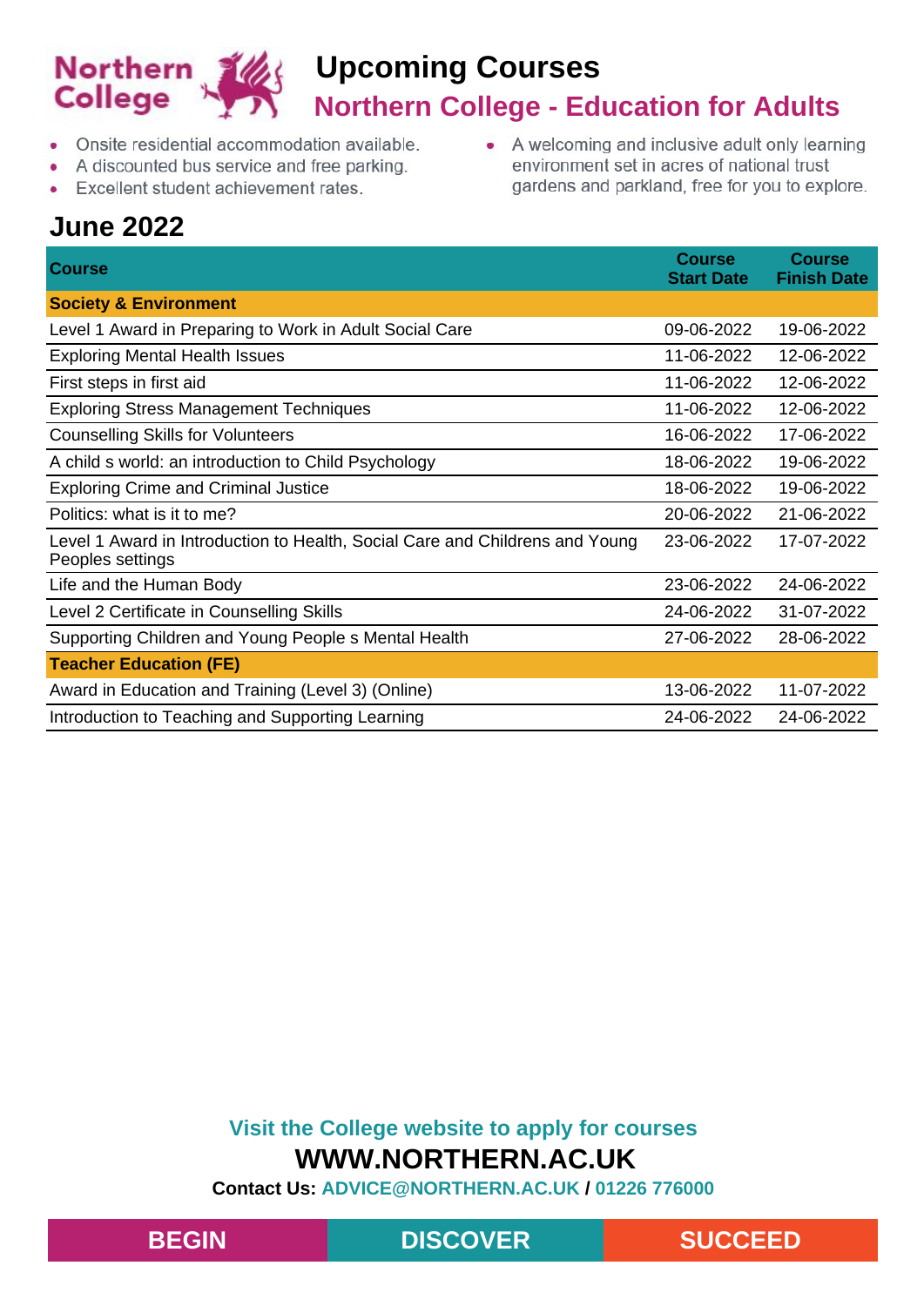# Upcoming Courses

## Northern College - Education for Adults

- Onsite residential accommodation available.
- A discounted bus service and free parking.
- Excellent student achievement rates.
- A welcoming and inclusive adult only learning environment set in acres of national trust gardens and parkland, free for you to explore.

## June 2022

| Course | Course Start Date | Course Finish Date |
|---|---|---|
| **Society & Environment** | | |
| Level 1 Award in Preparing to Work in Adult Social Care | 09-06-2022 | 19-06-2022 |
| Exploring Mental Health Issues | 11-06-2022 | 12-06-2022 |
| First steps in first aid | 11-06-2022 | 12-06-2022 |
| Exploring Stress Management Techniques | 11-06-2022 | 12-06-2022 |
| Counselling Skills for Volunteers | 16-06-2022 | 17-06-2022 |
| A child s world: an introduction to Child Psychology | 18-06-2022 | 19-06-2022 |
| Exploring Crime and Criminal Justice | 18-06-2022 | 19-06-2022 |
| Politics: what is it to me? | 20-06-2022 | 21-06-2022 |
| Level 1 Award in Introduction to Health, Social Care and Childrens and Young Peoples settings | 23-06-2022 | 17-07-2022 |
| Life and the Human Body | 23-06-2022 | 24-06-2022 |
| Level 2 Certificate in Counselling Skills | 24-06-2022 | 31-07-2022 |
| Supporting Children and Young People s Mental Health | 27-06-2022 | 28-06-2022 |
| **Teacher Education (FE)** | | |
| Award in Education and Training (Level 3) (Online) | 13-06-2022 | 11-07-2022 |
| Introduction to Teaching and Supporting Learning | 24-06-2022 | 24-06-2022 |

**Visit the College website to apply for courses**

**WWW.NORTHERN.AC.UK**

**Contact Us: ADVICE@NORTHERN.AC.UK / 01226 776000**

**BEGIN** | **DISCOVER** | **SUCCEED**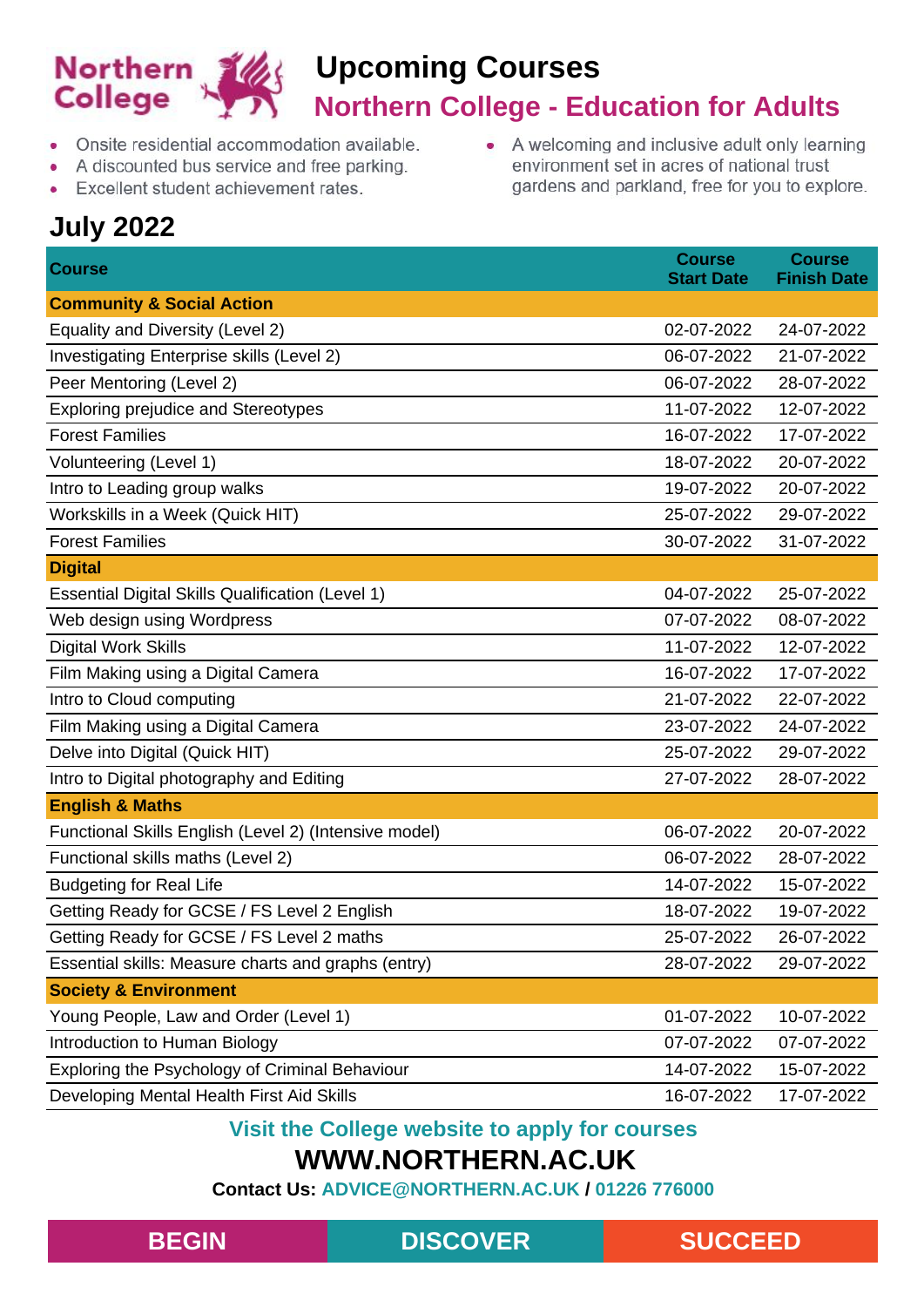Northern College

# Upcoming Courses

## Northern College - Education for Adults

- Onsite residential accommodation available.
- A discounted bus service and free parking.
- Excellent student achievement rates.
- A welcoming and inclusive adult only learning environment set in acres of national trust gardens and parkland, free for you to explore.

## July 2022

| Course | Course Start Date | Course Finish Date |
|---|---|---|
| **Community & Social Action** | | |
| Equality and Diversity (Level 2) | 02-07-2022 | 24-07-2022 |
| Investigating Enterprise skills (Level 2) | 06-07-2022 | 21-07-2022 |
| Peer Mentoring (Level 2) | 06-07-2022 | 28-07-2022 |
| Exploring prejudice and Stereotypes | 11-07-2022 | 12-07-2022 |
| Forest Families | 16-07-2022 | 17-07-2022 |
| Volunteering (Level 1) | 18-07-2022 | 20-07-2022 |
| Intro to Leading group walks | 19-07-2022 | 20-07-2022 |
| Workskills in a Week (Quick HIT) | 25-07-2022 | 29-07-2022 |
| Forest Families | 30-07-2022 | 31-07-2022 |
| **Digital** | | |
| Essential Digital Skills Qualification (Level 1) | 04-07-2022 | 25-07-2022 |
| Web design using Wordpress | 07-07-2022 | 08-07-2022 |
| Digital Work Skills | 11-07-2022 | 12-07-2022 |
| Film Making using a Digital Camera | 16-07-2022 | 17-07-2022 |
| Intro to Cloud computing | 21-07-2022 | 22-07-2022 |
| Film Making using a Digital Camera | 23-07-2022 | 24-07-2022 |
| Delve into Digital (Quick HIT) | 25-07-2022 | 29-07-2022 |
| Intro to Digital photography and Editing | 27-07-2022 | 28-07-2022 |
| **English & Maths** | | |
| Functional Skills English (Level 2) (Intensive model) | 06-07-2022 | 20-07-2022 |
| Functional skills maths (Level 2) | 06-07-2022 | 28-07-2022 |
| Budgeting for Real Life | 14-07-2022 | 15-07-2022 |
| Getting Ready for GCSE / FS Level 2 English | 18-07-2022 | 19-07-2022 |
| Getting Ready for GCSE / FS Level 2 maths | 25-07-2022 | 26-07-2022 |
| Essential skills: Measure charts and graphs (entry) | 28-07-2022 | 29-07-2022 |
| **Society & Environment** | | |
| Young People, Law and Order (Level 1) | 01-07-2022 | 10-07-2022 |
| Introduction to Human Biology | 07-07-2022 | 07-07-2022 |
| Exploring the Psychology of Criminal Behaviour | 14-07-2022 | 15-07-2022 |
| Developing Mental Health First Aid Skills | 16-07-2022 | 17-07-2022 |

**Visit the College website to apply for courses**

**WWW.NORTHERN.AC.UK**

**Contact Us: ADVICE@NORTHERN.AC.UK / 01226 776000**

**BEGIN** **DISCOVER** **SUCCEED**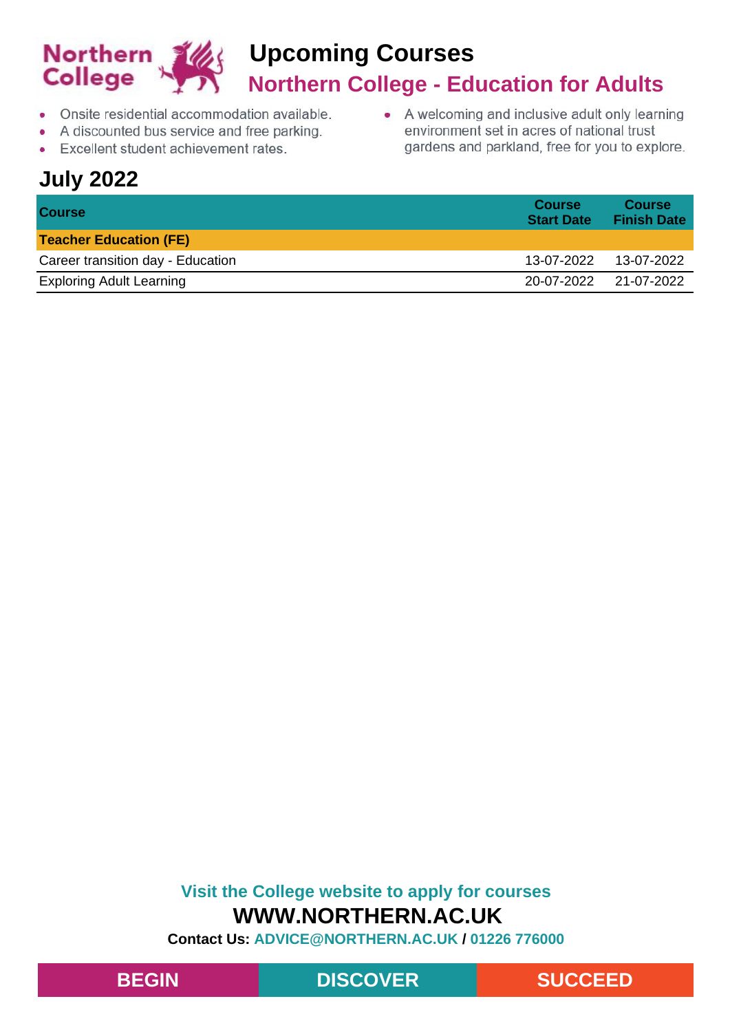# Upcoming Courses

## Northern College - Education for Adults

- Onsite residential accommodation available.
- A discounted bus service and free parking.
- Excellent student achievement rates.
- A welcoming and inclusive adult only learning environment set in acres of national trust gardens and parkland, free for you to explore.

## July 2022

| Course | Course Start Date | Course Finish Date |
|---|---|---|
| **Teacher Education (FE)** | | |
| Career transition day - Education | 13-07-2022 | 13-07-2022 |
| Exploring Adult Learning | 20-07-2022 | 21-07-2022 |

**Visit the College website to apply for courses**

**WWW.NORTHERN.AC.UK**

**Contact Us: ADVICE@NORTHERN.AC.UK / 01226 776000**

**BEGIN** **DISCOVER** **SUCCEED**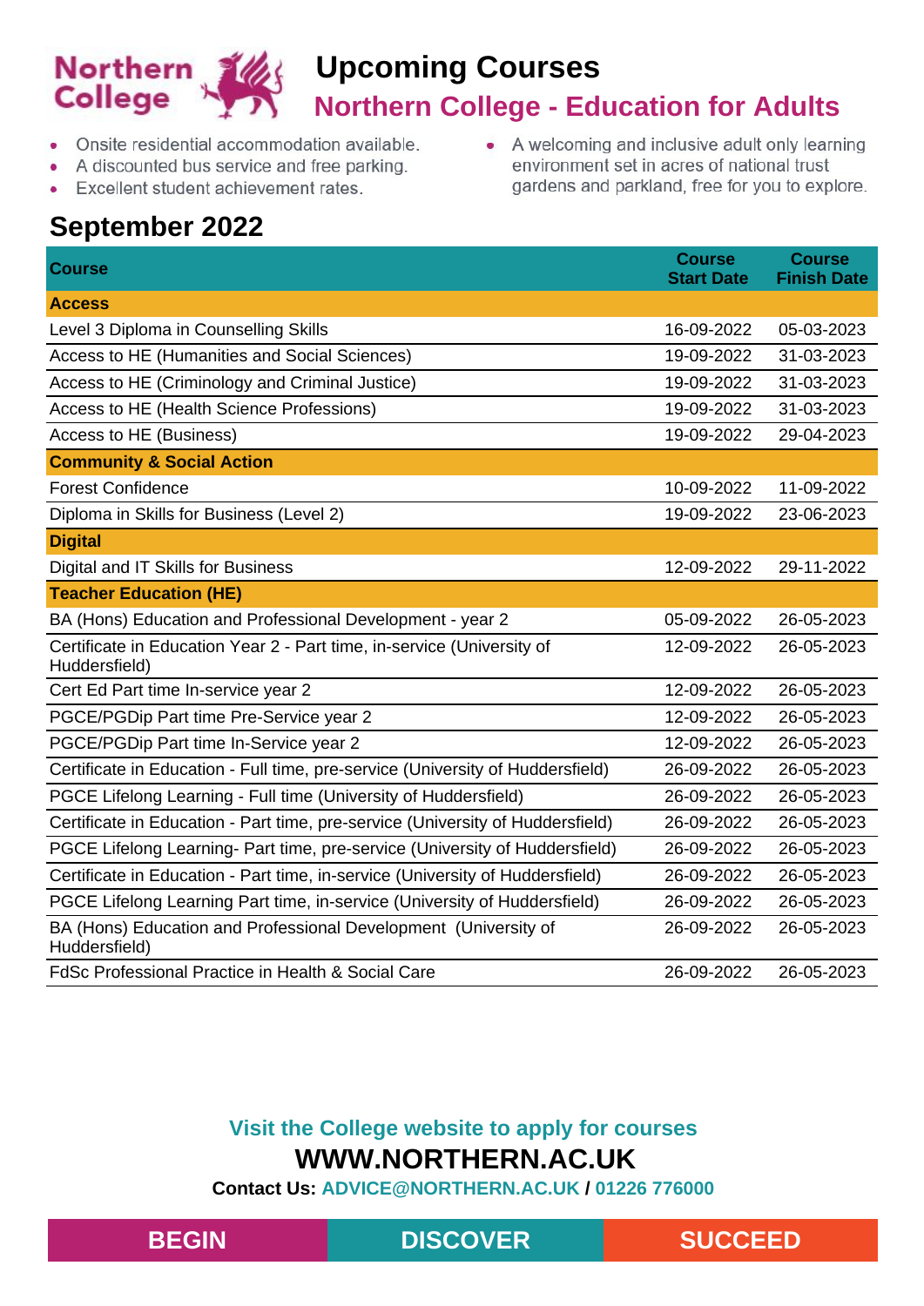# Upcoming Courses

## Northern College - Education for Adults

- Onsite residential accommodation available.
- A discounted bus service and free parking.
- Excellent student achievement rates.
- A welcoming and inclusive adult only learning environment set in acres of national trust gardens and parkland, free for you to explore.

## September 2022

| Course | Course Start Date | Course Finish Date |
|---|---|---|
| **Access** | | |
| Level 3 Diploma in Counselling Skills | 16-09-2022 | 05-03-2023 |
| Access to HE (Humanities and Social Sciences) | 19-09-2022 | 31-03-2023 |
| Access to HE (Criminology and Criminal Justice) | 19-09-2022 | 31-03-2023 |
| Access to HE (Health Science Professions) | 19-09-2022 | 31-03-2023 |
| Access to HE (Business) | 19-09-2022 | 29-04-2023 |
| **Community & Social Action** | | |
| Forest Confidence | 10-09-2022 | 11-09-2022 |
| Diploma in Skills for Business (Level 2) | 19-09-2022 | 23-06-2023 |
| **Digital** | | |
| Digital and IT Skills for Business | 12-09-2022 | 29-11-2022 |
| **Teacher Education (HE)** | | |
| BA (Hons) Education and Professional Development - year 2 | 05-09-2022 | 26-05-2023 |
| Certificate in Education Year 2 - Part time, in-service (University of Huddersfield) | 12-09-2022 | 26-05-2023 |
| Cert Ed Part time In-service year 2 | 12-09-2022 | 26-05-2023 |
| PGCE/PGDip Part time Pre-Service year 2 | 12-09-2022 | 26-05-2023 |
| PGCE/PGDip Part time In-Service year 2 | 12-09-2022 | 26-05-2023 |
| Certificate in Education - Full time, pre-service (University of Huddersfield) | 26-09-2022 | 26-05-2023 |
| PGCE Lifelong Learning - Full time (University of Huddersfield) | 26-09-2022 | 26-05-2023 |
| Certificate in Education - Part time, pre-service (University of Huddersfield) | 26-09-2022 | 26-05-2023 |
| PGCE Lifelong Learning- Part time, pre-service (University of Huddersfield) | 26-09-2022 | 26-05-2023 |
| Certificate in Education - Part time, in-service (University of Huddersfield) | 26-09-2022 | 26-05-2023 |
| PGCE Lifelong Learning Part time, in-service (University of Huddersfield) | 26-09-2022 | 26-05-2023 |
| BA (Hons) Education and Professional Development (University of Huddersfield) | 26-09-2022 | 26-05-2023 |
| FdSc Professional Practice in Health & Social Care | 26-09-2022 | 26-05-2023 |

**Visit the College website to apply for courses**

**WWW.NORTHERN.AC.UK**

**Contact Us: ADVICE@NORTHERN.AC.UK / 01226 776000**

BEGIN | DISCOVER | SUCCEED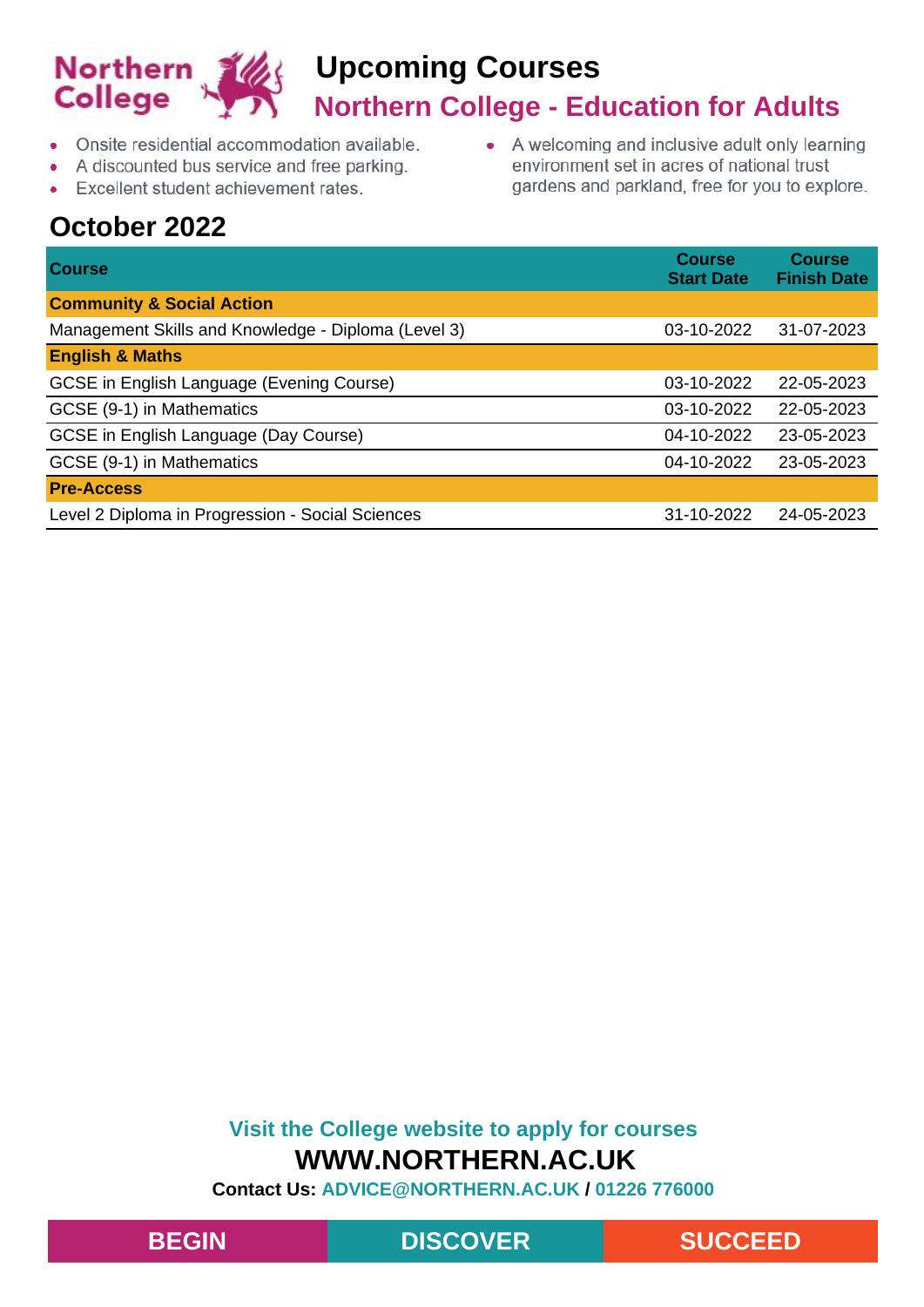# Upcoming Courses

## Northern College - Education for Adults

- Onsite residential accommodation available.
- A discounted bus service and free parking.
- Excellent student achievement rates.
- A welcoming and inclusive adult only learning environment set in acres of national trust gardens and parkland, free for you to explore.

## October 2022

| Course | Course Start Date | Course Finish Date |
|---|---|---|
| **Community & Social Action** | | |
| Management Skills and Knowledge - Diploma (Level 3) | 03-10-2022 | 31-07-2023 |
| **English & Maths** | | |
| GCSE in English Language (Evening Course) | 03-10-2022 | 22-05-2023 |
| GCSE (9-1) in Mathematics | 03-10-2022 | 22-05-2023 |
| GCSE in English Language (Day Course) | 04-10-2022 | 23-05-2023 |
| GCSE (9-1) in Mathematics | 04-10-2022 | 23-05-2023 |
| **Pre-Access** | | |
| Level 2 Diploma in Progression - Social Sciences | 31-10-2022 | 24-05-2023 |

**Visit the College website to apply for courses**

**WWW.NORTHERN.AC.UK**

**Contact Us: ADVICE@NORTHERN.AC.UK / 01226 776000**

**BEGIN** | **DISCOVER** | **SUCCEED**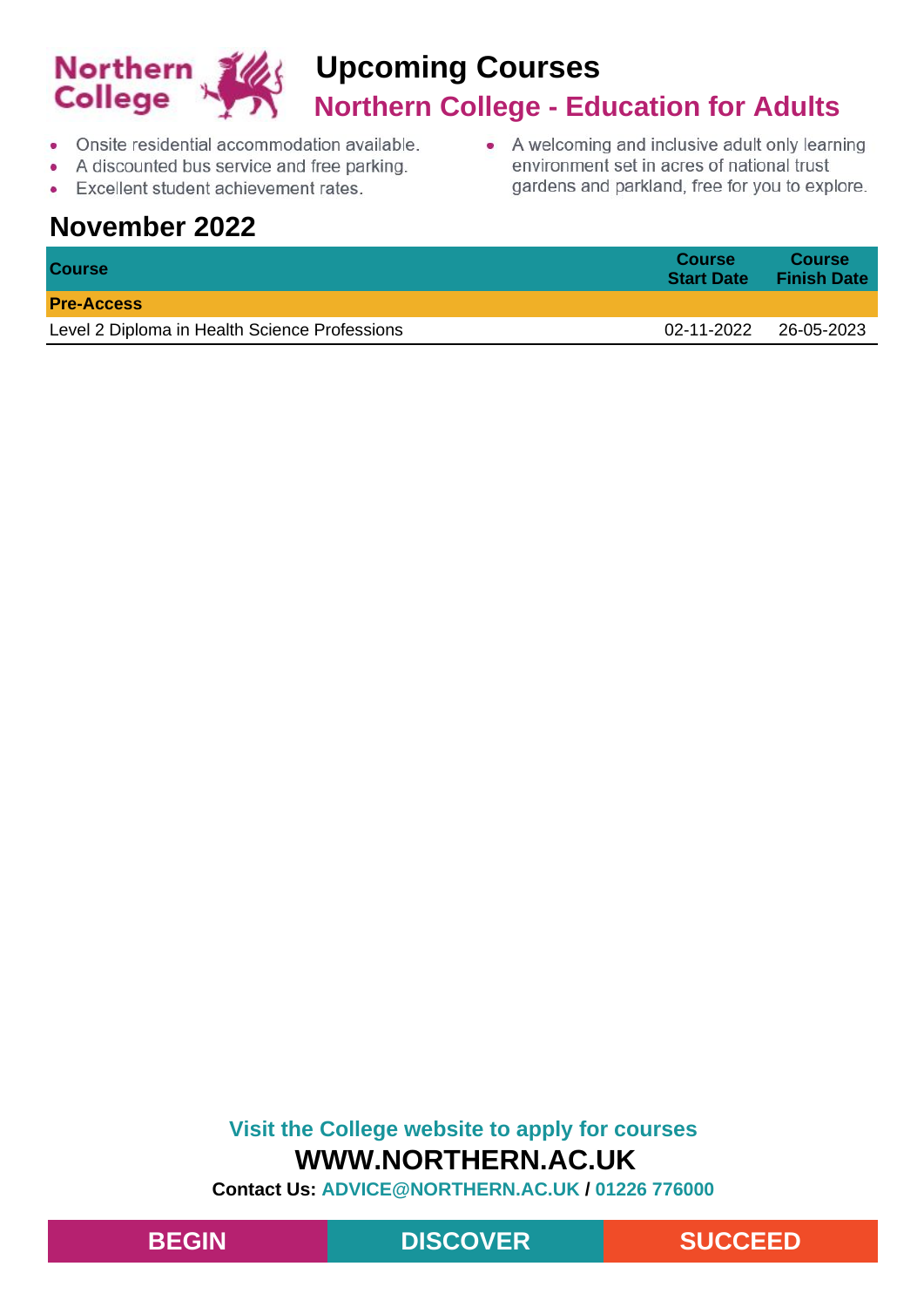Northern College

# Upcoming Courses

## Northern College - Education for Adults

- Onsite residential accommodation available.
- A discounted bus service and free parking.
- Excellent student achievement rates.
- A welcoming and inclusive adult only learning environment set in acres of national trust gardens and parkland, free for you to explore.

## November 2022

| Course | Course Start Date | Course Finish Date |
|---|---|---|
| **Pre-Access** | | |
| Level 2 Diploma in Health Science Professions | 02-11-2022 | 26-05-2023 |

**Visit the College website to apply for courses**

**WWW.NORTHERN.AC.UK**

**Contact Us: ADVICE@NORTHERN.AC.UK / 01226 776000**

**BEGIN** **DISCOVER** **SUCCEED**